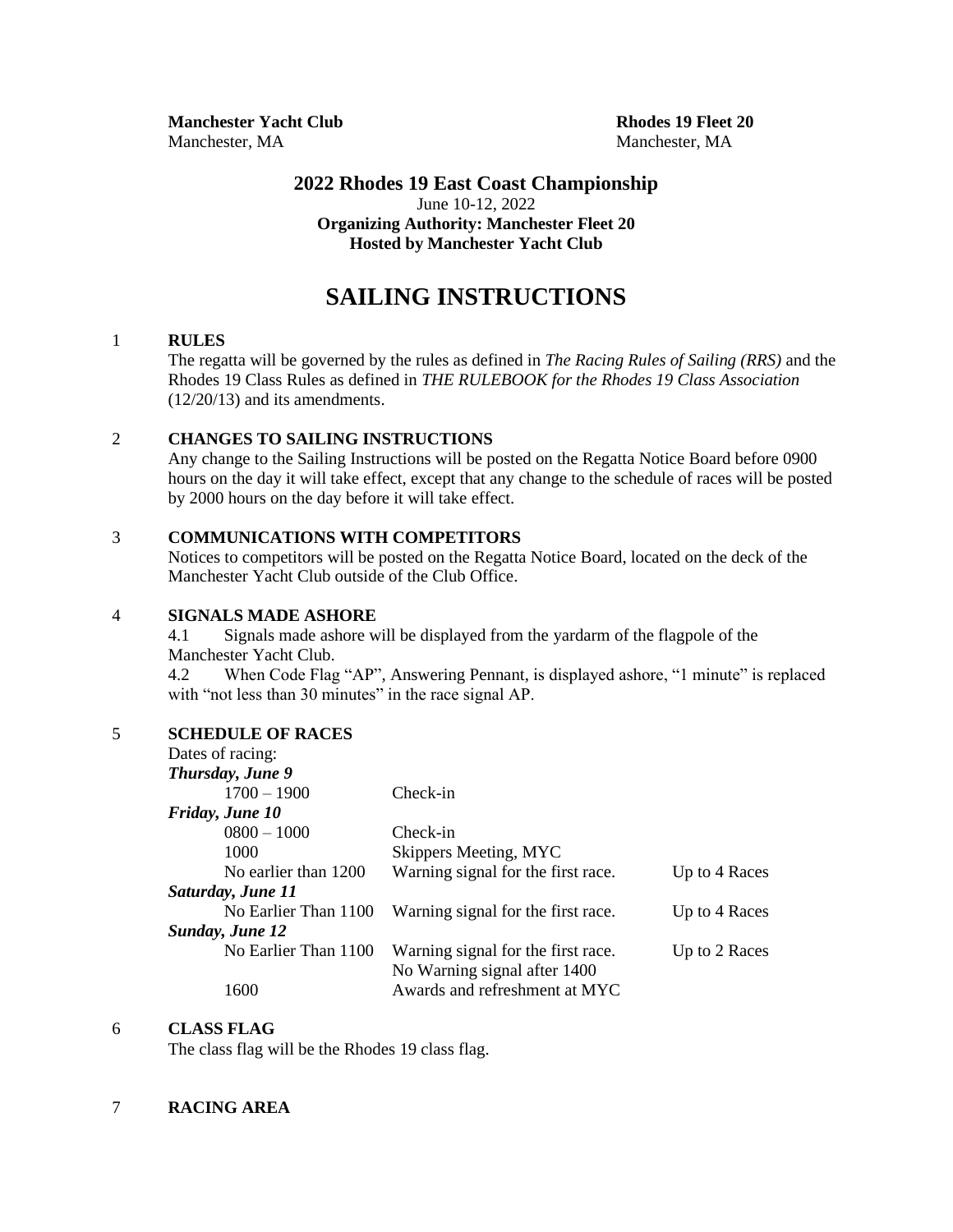**Manchester Yacht Club**
Manchester, MA

**Rhodes 19 Fleet 20**
Manchester, MA

## 2022 Rhodes 19 East Coast Championship

June 10-12, 2022
**Organizing Authority: Manchester Fleet 20**
**Hosted by Manchester Yacht Club**

# SAILING INSTRUCTIONS

## 1 RULES

The regatta will be governed by the rules as defined in *The Racing Rules of Sailing (RRS)* and the Rhodes 19 Class Rules as defined in *THE RULEBOOK for the Rhodes 19 Class Association* (12/20/13) and its amendments.

## 2 CHANGES TO SAILING INSTRUCTIONS

Any change to the Sailing Instructions will be posted on the Regatta Notice Board before 0900 hours on the day it will take effect, except that any change to the schedule of races will be posted by 2000 hours on the day before it will take effect.

## 3 COMMUNICATIONS WITH COMPETITORS

Notices to competitors will be posted on the Regatta Notice Board, located on the deck of the Manchester Yacht Club outside of the Club Office.

## 4 SIGNALS MADE ASHORE

4.1 Signals made ashore will be displayed from the yardarm of the flagpole of the Manchester Yacht Club.

4.2 When Code Flag "AP", Answering Pennant, is displayed ashore, "1 minute" is replaced with "not less than 30 minutes" in the race signal AP.

## 5 SCHEDULE OF RACES

Dates of racing:

***Thursday, June 9***

| | | |
|---|---|---|
| 1700 – 1900 | Check-in | |

***Friday, June 10***

| | | |
|---|---|---|
| 0800 – 1000 | Check-in | |
| 1000 | Skippers Meeting, MYC | |
| No earlier than 1200 | Warning signal for the first race. | Up to 4 Races |

***Saturday, June 11***

| | | |
|---|---|---|
| No Earlier Than 1100 | Warning signal for the first race. | Up to 4 Races |

***Sunday, June 12***

| | | |
|---|---|---|
| No Earlier Than 1100 | Warning signal for the first race. No Warning signal after 1400 | Up to 2 Races |
| 1600 | Awards and refreshment at MYC | |

## 6 CLASS FLAG

The class flag will be the Rhodes 19 class flag.

## 7 RACING AREA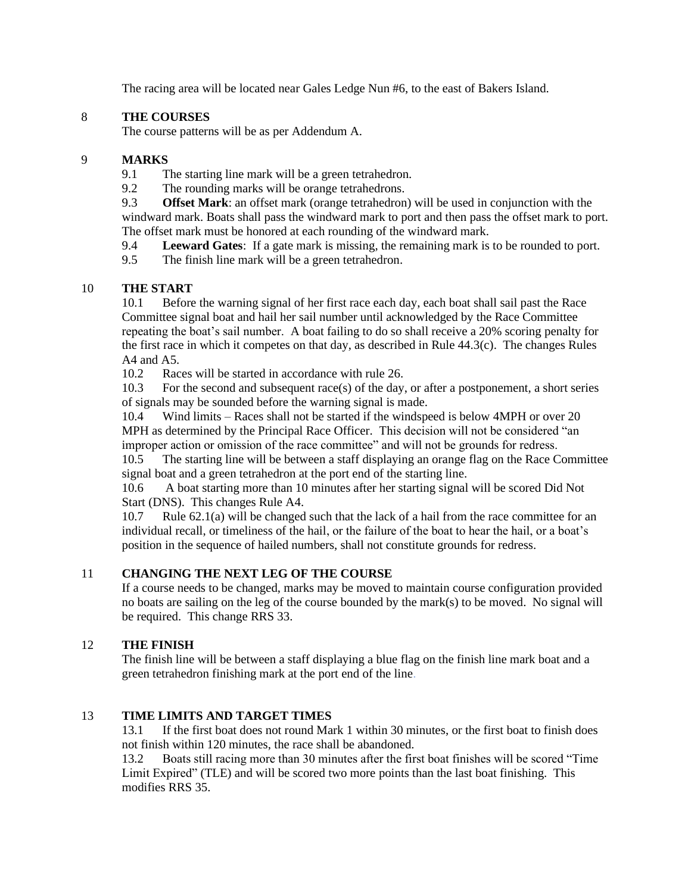The racing area will be located near Gales Ledge Nun #6, to the east of Bakers Island.

## 8 THE COURSES

The course patterns will be as per Addendum A.

## 9 MARKS

9.1 The starting line mark will be a green tetrahedron.

9.2 The rounding marks will be orange tetrahedrons.

9.3 **Offset Mark**: an offset mark (orange tetrahedron) will be used in conjunction with the windward mark. Boats shall pass the windward mark to port and then pass the offset mark to port. The offset mark must be honored at each rounding of the windward mark.

9.4 **Leeward Gates**: If a gate mark is missing, the remaining mark is to be rounded to port.

9.5 The finish line mark will be a green tetrahedron.

## 10 THE START

10.1 Before the warning signal of her first race each day, each boat shall sail past the Race Committee signal boat and hail her sail number until acknowledged by the Race Committee repeating the boat's sail number. A boat failing to do so shall receive a 20% scoring penalty for the first race in which it competes on that day, as described in Rule 44.3(c). The changes Rules A4 and A5.

10.2 Races will be started in accordance with rule 26.

10.3 For the second and subsequent race(s) of the day, or after a postponement, a short series of signals may be sounded before the warning signal is made.

10.4 Wind limits – Races shall not be started if the windspeed is below 4MPH or over 20 MPH as determined by the Principal Race Officer. This decision will not be considered "an improper action or omission of the race committee" and will not be grounds for redress.

10.5 The starting line will be between a staff displaying an orange flag on the Race Committee signal boat and a green tetrahedron at the port end of the starting line.

10.6 A boat starting more than 10 minutes after her starting signal will be scored Did Not Start (DNS). This changes Rule A4.

10.7 Rule 62.1(a) will be changed such that the lack of a hail from the race committee for an individual recall, or timeliness of the hail, or the failure of the boat to hear the hail, or a boat's position in the sequence of hailed numbers, shall not constitute grounds for redress.

## 11 CHANGING THE NEXT LEG OF THE COURSE

If a course needs to be changed, marks may be moved to maintain course configuration provided no boats are sailing on the leg of the course bounded by the mark(s) to be moved. No signal will be required. This change RRS 33.

## 12 THE FINISH

The finish line will be between a staff displaying a blue flag on the finish line mark boat and a green tetrahedron finishing mark at the port end of the line.

## 13 TIME LIMITS AND TARGET TIMES

13.1 If the first boat does not round Mark 1 within 30 minutes, or the first boat to finish does not finish within 120 minutes, the race shall be abandoned.

13.2 Boats still racing more than 30 minutes after the first boat finishes will be scored "Time Limit Expired" (TLE) and will be scored two more points than the last boat finishing. This modifies RRS 35.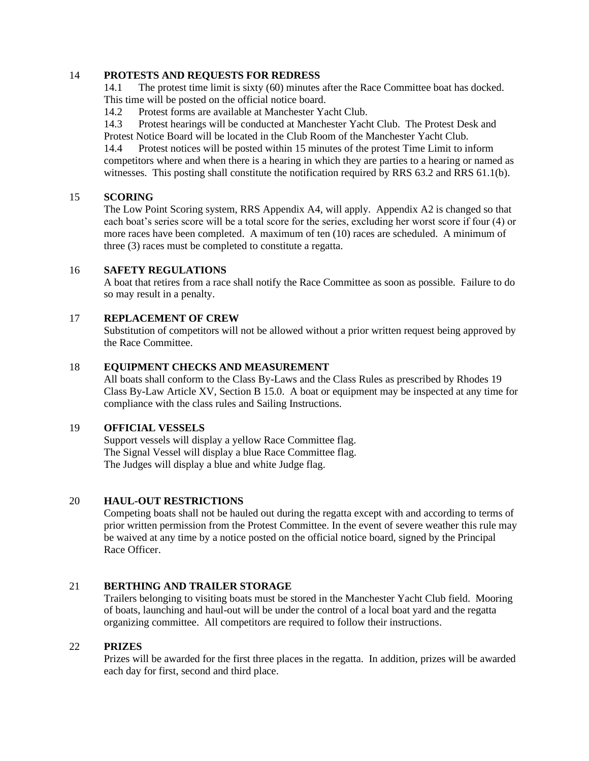## 14 PROTESTS AND REQUESTS FOR REDRESS

14.1 The protest time limit is sixty (60) minutes after the Race Committee boat has docked. This time will be posted on the official notice board.

14.2 Protest forms are available at Manchester Yacht Club.

14.3 Protest hearings will be conducted at Manchester Yacht Club. The Protest Desk and Protest Notice Board will be located in the Club Room of the Manchester Yacht Club.

14.4 Protest notices will be posted within 15 minutes of the protest Time Limit to inform competitors where and when there is a hearing in which they are parties to a hearing or named as witnesses. This posting shall constitute the notification required by RRS 63.2 and RRS 61.1(b).

## 15 SCORING

The Low Point Scoring system, RRS Appendix A4, will apply. Appendix A2 is changed so that each boat's series score will be a total score for the series, excluding her worst score if four (4) or more races have been completed. A maximum of ten (10) races are scheduled. A minimum of three (3) races must be completed to constitute a regatta.

## 16 SAFETY REGULATIONS

A boat that retires from a race shall notify the Race Committee as soon as possible. Failure to do so may result in a penalty.

## 17 REPLACEMENT OF CREW

Substitution of competitors will not be allowed without a prior written request being approved by the Race Committee.

## 18 EQUIPMENT CHECKS AND MEASUREMENT

All boats shall conform to the Class By-Laws and the Class Rules as prescribed by Rhodes 19 Class By-Law Article XV, Section B 15.0. A boat or equipment may be inspected at any time for compliance with the class rules and Sailing Instructions.

## 19 OFFICIAL VESSELS

Support vessels will display a yellow Race Committee flag.
The Signal Vessel will display a blue Race Committee flag.
The Judges will display a blue and white Judge flag.

## 20 HAUL-OUT RESTRICTIONS

Competing boats shall not be hauled out during the regatta except with and according to terms of prior written permission from the Protest Committee. In the event of severe weather this rule may be waived at any time by a notice posted on the official notice board, signed by the Principal Race Officer.

## 21 BERTHING AND TRAILER STORAGE

Trailers belonging to visiting boats must be stored in the Manchester Yacht Club field. Mooring of boats, launching and haul-out will be under the control of a local boat yard and the regatta organizing committee. All competitors are required to follow their instructions.

## 22 PRIZES

Prizes will be awarded for the first three places in the regatta. In addition, prizes will be awarded each day for first, second and third place.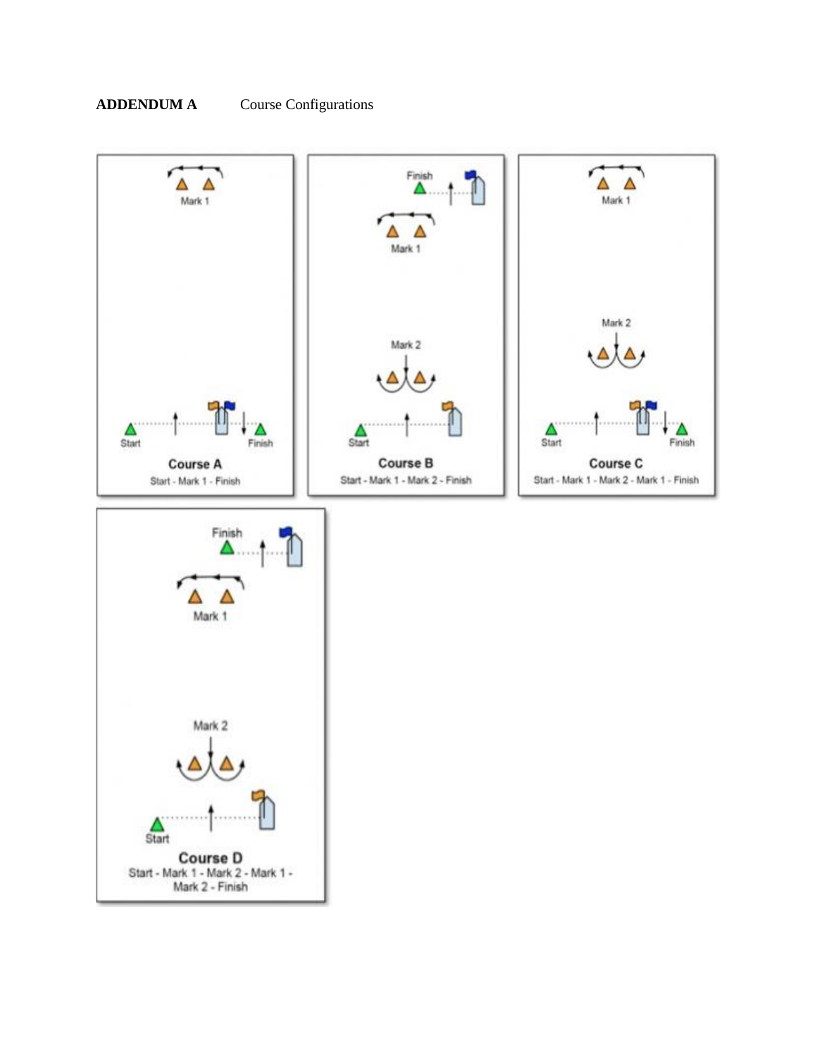**ADDENDUM A** Course Configurations

Mark 1

Start

Finish

**Course A**

Start - Mark 1 - Finish

Finish

Mark 1

Mark 2

Start

**Course B**

Start - Mark 1 - Mark 2 - Finish

Mark 1

Mark 2

Start

Finish

**Course C**

Start - Mark 1 - Mark 2 - Mark 1 - Finish

Finish

Mark 1

Mark 2

Start

**Course D**

Start - Mark 1 - Mark 2 - Mark 1 - Mark 2 - Finish